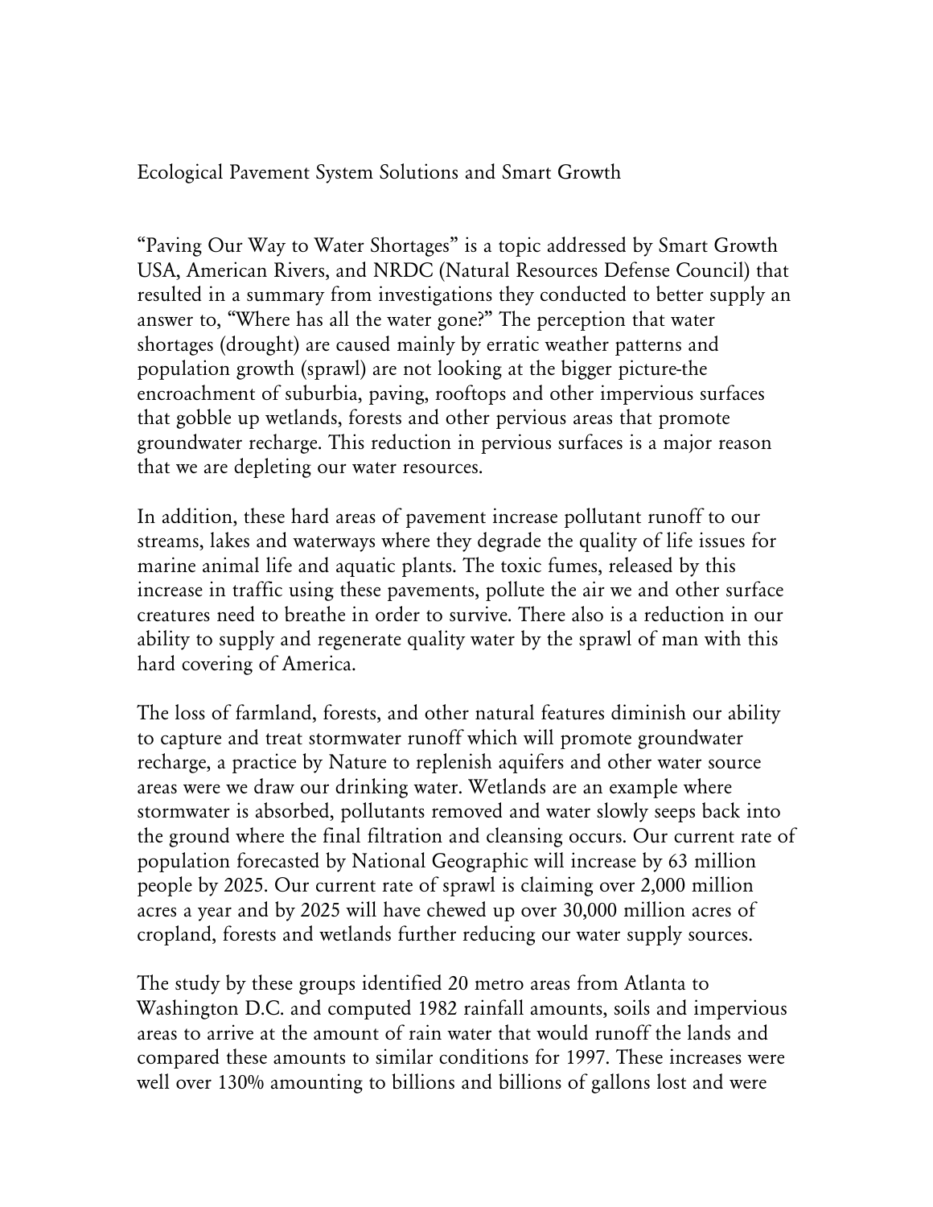# Ecological Pavement System Solutions and Smart Growth

"Paving Our Way to Water Shortages" is a topic addressed by Smart Growth USA, American Rivers, and NRDC (Natural Resources Defense Council) that resulted in a summary from investigations they conducted to better supply an answer to, "Where has all the water gone?" The perception that water shortages (drought) are caused mainly by erratic weather patterns and population growth (sprawl) are not looking at the bigger picture-the encroachment of suburbia, paving, rooftops and other impervious surfaces that gobble up wetlands, forests and other pervious areas that promote groundwater recharge. This reduction in pervious surfaces is a major reason that we are depleting our water resources.

In addition, these hard areas of pavement increase pollutant runoff to our streams, lakes and waterways where they degrade the quality of life issues for marine animal life and aquatic plants. The toxic fumes, released by this increase in traffic using these pavements, pollute the air we and other surface creatures need to breathe in order to survive. There also is a reduction in our ability to supply and regenerate quality water by the sprawl of man with this hard covering of America.

The loss of farmland, forests, and other natural features diminish our ability to capture and treat stormwater runoff which will promote groundwater recharge, a practice by Nature to replenish aquifers and other water source areas were we draw our drinking water. Wetlands are an example where stormwater is absorbed, pollutants removed and water slowly seeps back into the ground where the final filtration and cleansing occurs. Our current rate of population forecasted by National Geographic will increase by 63 million people by 2025. Our current rate of sprawl is claiming over 2,000 million acres a year and by 2025 will have chewed up over 30,000 million acres of cropland, forests and wetlands further reducing our water supply sources.

The study by these groups identified 20 metro areas from Atlanta to Washington D.C. and computed 1982 rainfall amounts, soils and impervious areas to arrive at the amount of rain water that would runoff the lands and compared these amounts to similar conditions for 1997. These increases were well over 130% amounting to billions and billions of gallons lost and were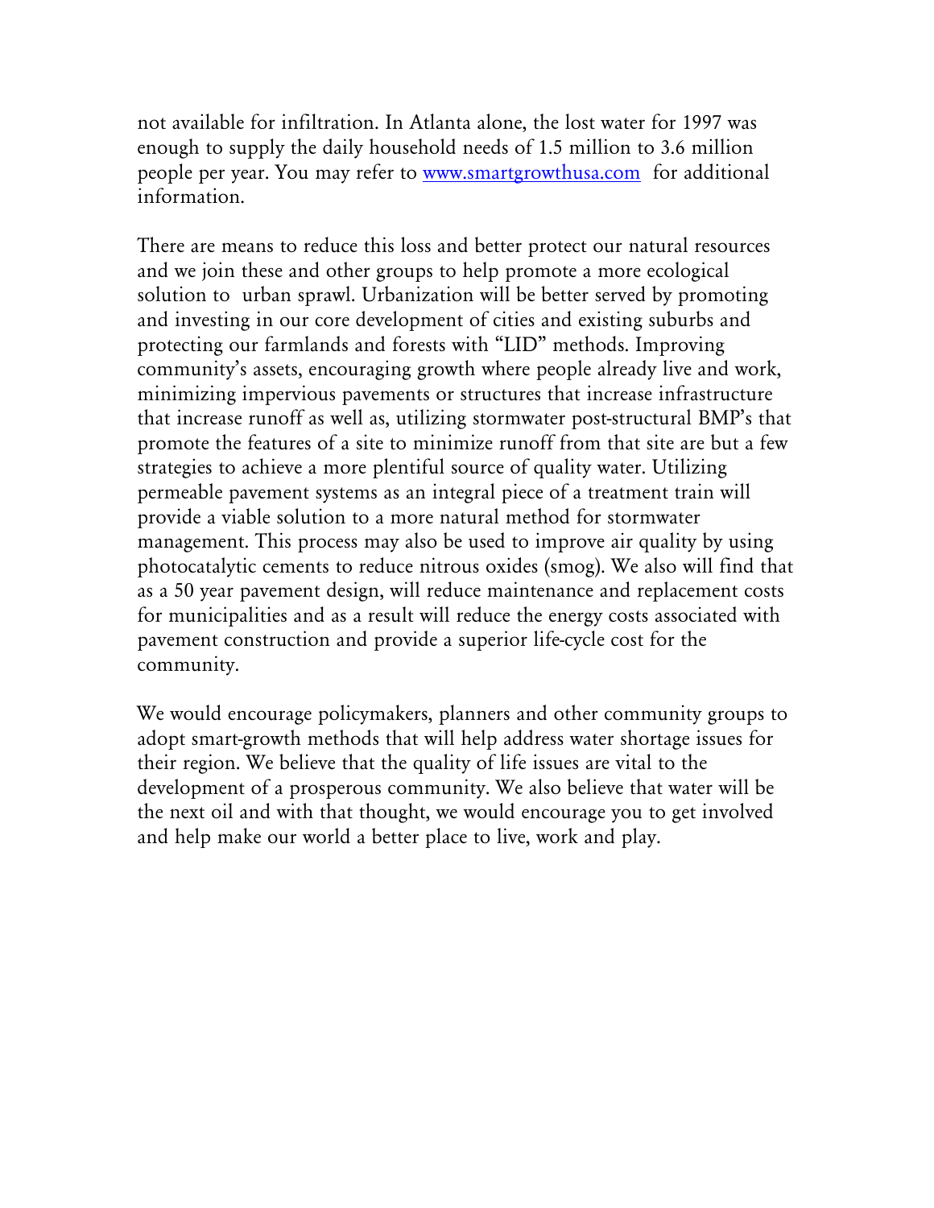not available for infiltration. In Atlanta alone, the lost water for 1997 was enough to supply the daily household needs of 1.5 million to 3.6 million people per year. You may refer to [www.smartgrowthusa.com](www.smartgrowthusa.com) for additional information.

There are means to reduce this loss and better protect our natural resources and we join these and other groups to help promote a more ecological solution to urban sprawl. Urbanization will be better served by promoting and investing in our core development of cities and existing suburbs and protecting our farmlands and forests with "LID" methods. Improving community's assets, encouraging growth where people already live and work, minimizing impervious pavements or structures that increase infrastructure that increase runoff as well as, utilizing stormwater post-structural BMP's that promote the features of a site to minimize runoff from that site are but a few strategies to achieve a more plentiful source of quality water. Utilizing permeable pavement systems as an integral piece of a treatment train will provide a viable solution to a more natural method for stormwater management. This process may also be used to improve air quality by using photocatalytic cements to reduce nitrous oxides (smog). We also will find that as a 50 year pavement design, will reduce maintenance and replacement costs for municipalities and as a result will reduce the energy costs associated with pavement construction and provide a superior life-cycle cost for the community.

We would encourage policymakers, planners and other community groups to adopt smart-growth methods that will help address water shortage issues for their region. We believe that the quality of life issues are vital to the development of a prosperous community. We also believe that water will be the next oil and with that thought, we would encourage you to get involved and help make our world a better place to live, work and play.